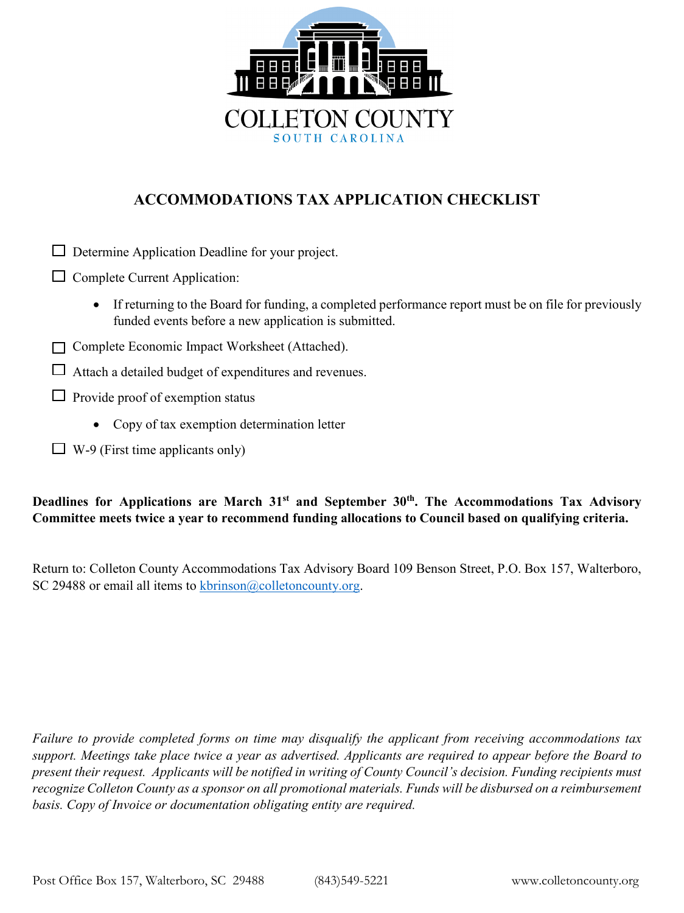COLLETON COUNTY

SOUTH CAROLINA

# ACCOMMODATIONS TAX APPLICATION CHECKLIST

- ☐ Determine Application Deadline for your project.
- ☐ Complete Current Application:
    - If returning to the Board for funding, a completed performance report must be on file for previously funded events before a new application is submitted.
- ☐ Complete Economic Impact Worksheet (Attached).
- ☐ Attach a detailed budget of expenditures and revenues.
- ☐ Provide proof of exemption status
    - Copy of tax exemption determination letter
- ☐ W-9 (First time applicants only)

**Deadlines for Applications are March 31st and September 30th. The Accommodations Tax Advisory Committee meets twice a year to recommend funding allocations to Council based on qualifying criteria.**

Return to: Colleton County Accommodations Tax Advisory Board 109 Benson Street, P.O. Box 157, Walterboro, SC 29488 or email all items to kbrinson@colletoncounty.org.

*Failure to provide completed forms on time may disqualify the applicant from receiving accommodations tax support. Meetings take place twice a year as advertised. Applicants are required to appear before the Board to present their request. Applicants will be notified in writing of County Council's decision. Funding recipients must recognize Colleton County as a sponsor on all promotional materials. Funds will be disbursed on a reimbursement basis. Copy of Invoice or documentation obligating entity are required.*

Post Office Box 157, Walterboro, SC 29488 (843)549-5221 www.colletoncounty.org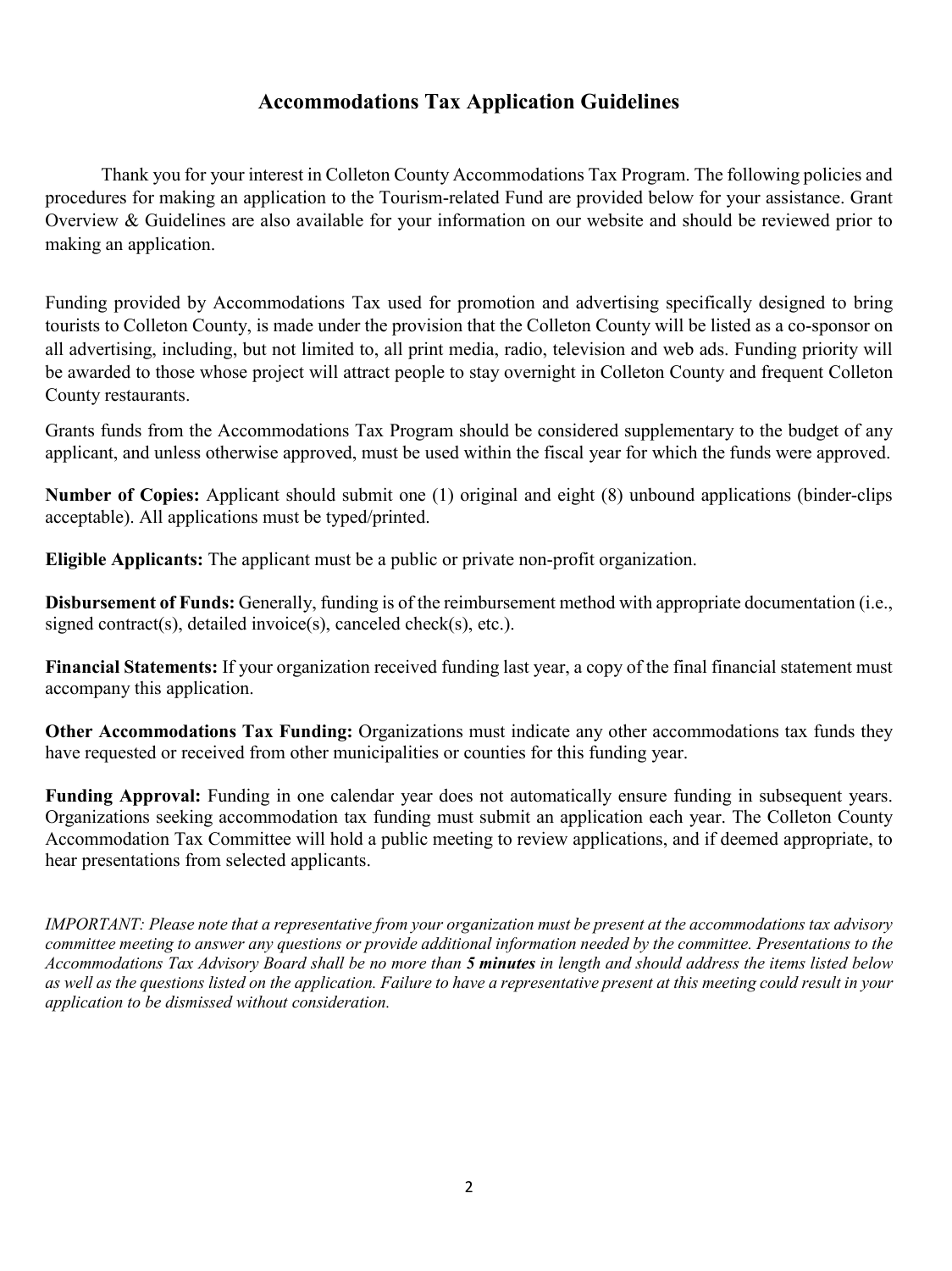# Accommodations Tax Application Guidelines

Thank you for your interest in Colleton County Accommodations Tax Program. The following policies and procedures for making an application to the Tourism-related Fund are provided below for your assistance. Grant Overview & Guidelines are also available for your information on our website and should be reviewed prior to making an application.

Funding provided by Accommodations Tax used for promotion and advertising specifically designed to bring tourists to Colleton County, is made under the provision that the Colleton County will be listed as a co-sponsor on all advertising, including, but not limited to, all print media, radio, television and web ads. Funding priority will be awarded to those whose project will attract people to stay overnight in Colleton County and frequent Colleton County restaurants.

Grants funds from the Accommodations Tax Program should be considered supplementary to the budget of any applicant, and unless otherwise approved, must be used within the fiscal year for which the funds were approved.

**Number of Copies:** Applicant should submit one (1) original and eight (8) unbound applications (binder-clips acceptable). All applications must be typed/printed.

**Eligible Applicants:** The applicant must be a public or private non-profit organization.

**Disbursement of Funds:** Generally, funding is of the reimbursement method with appropriate documentation (i.e., signed contract(s), detailed invoice(s), canceled check(s), etc.).

**Financial Statements:** If your organization received funding last year, a copy of the final financial statement must accompany this application.

**Other Accommodations Tax Funding:** Organizations must indicate any other accommodations tax funds they have requested or received from other municipalities or counties for this funding year.

**Funding Approval:** Funding in one calendar year does not automatically ensure funding in subsequent years. Organizations seeking accommodation tax funding must submit an application each year. The Colleton County Accommodation Tax Committee will hold a public meeting to review applications, and if deemed appropriate, to hear presentations from selected applicants.

*IMPORTANT: Please note that a representative from your organization must be present at the accommodations tax advisory committee meeting to answer any questions or provide additional information needed by the committee. Presentations to the Accommodations Tax Advisory Board shall be no more than **5 minutes** in length and should address the items listed below as well as the questions listed on the application. Failure to have a representative present at this meeting could result in your application to be dismissed without consideration.*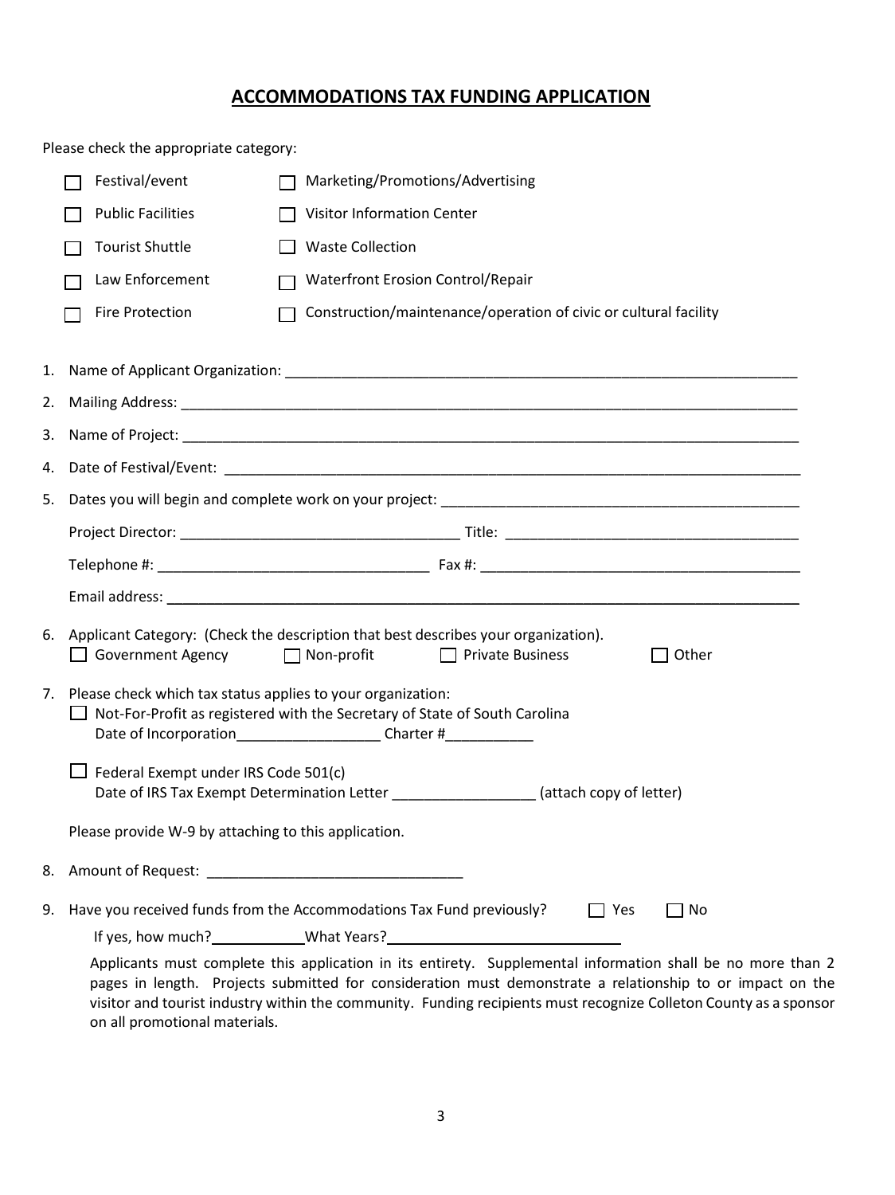## ACCOMMODATIONS TAX FUNDING APPLICATION

Please check the appropriate category:

- ☐ Festival/event
- ☐ Marketing/Promotions/Advertising
- ☐ Public Facilities
- ☐ Visitor Information Center
- ☐ Tourist Shuttle
- ☐ Waste Collection
- ☐ Law Enforcement
- ☐ Waterfront Erosion Control/Repair
- ☐ Fire Protection
- ☐ Construction/maintenance/operation of civic or cultural facility

1. Name of Applicant Organization: ____________________________________________________________________
2. Mailing Address: ______________________________________________________________________________
3. Name of Project: ______________________________________________________________________________
4. Date of Festival/Event: ________________________________________________________________________
5. Dates you will begin and complete work on your project: _____________________________________________

   Project Director: ___________________________________ Title: _____________________________________

   Telephone #: __________________________________ Fax #: _________________________________________

   Email address: ___________________________________________________________________________________

6. Applicant Category: (Check the description that best describes your organization).

   ☐ Government Agency ☐ Non-profit ☐ Private Business ☐ Other

7. Please check which tax status applies to your organization:

   ☐ Not-For-Profit as registered with the Secretary of State of South Carolina
   Date of Incorporation__________________ Charter #___________

   ☐ Federal Exempt under IRS Code 501(c)
   Date of IRS Tax Exempt Determination Letter _________________ (attach copy of letter)

   Please provide W-9 by attaching to this application.

8. Amount of Request: ________________________________

9. Have you received funds from the Accommodations Tax Fund previously? ☐ Yes ☐ No

   If yes, how much?____________What Years?_____________________________

   Applicants must complete this application in its entirety. Supplemental information shall be no more than 2 pages in length. Projects submitted for consideration must demonstrate a relationship to or impact on the visitor and tourist industry within the community. Funding recipients must recognize Colleton County as a sponsor on all promotional materials.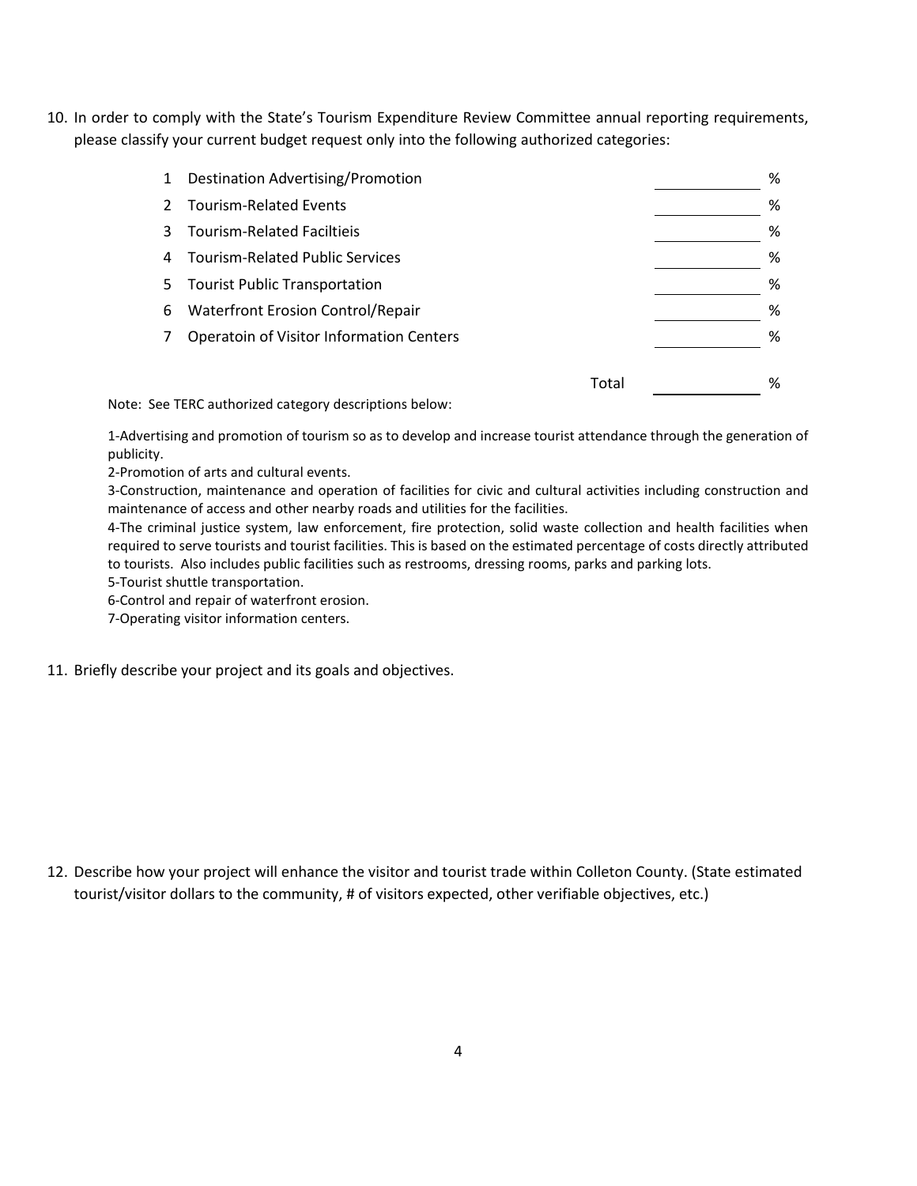10. In order to comply with the State's Tourism Expenditure Review Committee annual reporting requirements, please classify your current budget request only into the following authorized categories:

| # | Category | | |
|---|---|---|---|
| 1 | Destination Advertising/Promotion | ______ | % |
| 2 | Tourism-Related Events | ______ | % |
| 3 | Tourism-Related Faciltieis | ______ | % |
| 4 | Tourism-Related Public Services | ______ | % |
| 5 | Tourist Public Transportation | ______ | % |
| 6 | Waterfront Erosion Control/Repair | ______ | % |
| 7 | Operatoin of Visitor Information Centers | ______ | % |
| | Total | ______ | % |

Note: See TERC authorized category descriptions below:

1-Advertising and promotion of tourism so as to develop and increase tourist attendance through the generation of publicity.
2-Promotion of arts and cultural events.
3-Construction, maintenance and operation of facilities for civic and cultural activities including construction and maintenance of access and other nearby roads and utilities for the facilities.
4-The criminal justice system, law enforcement, fire protection, solid waste collection and health facilities when required to serve tourists and tourist facilities. This is based on the estimated percentage of costs directly attributed to tourists. Also includes public facilities such as restrooms, dressing rooms, parks and parking lots.
5-Tourist shuttle transportation.
6-Control and repair of waterfront erosion.
7-Operating visitor information centers.

11. Briefly describe your project and its goals and objectives.

12. Describe how your project will enhance the visitor and tourist trade within Colleton County. (State estimated tourist/visitor dollars to the community, # of visitors expected, other verifiable objectives, etc.)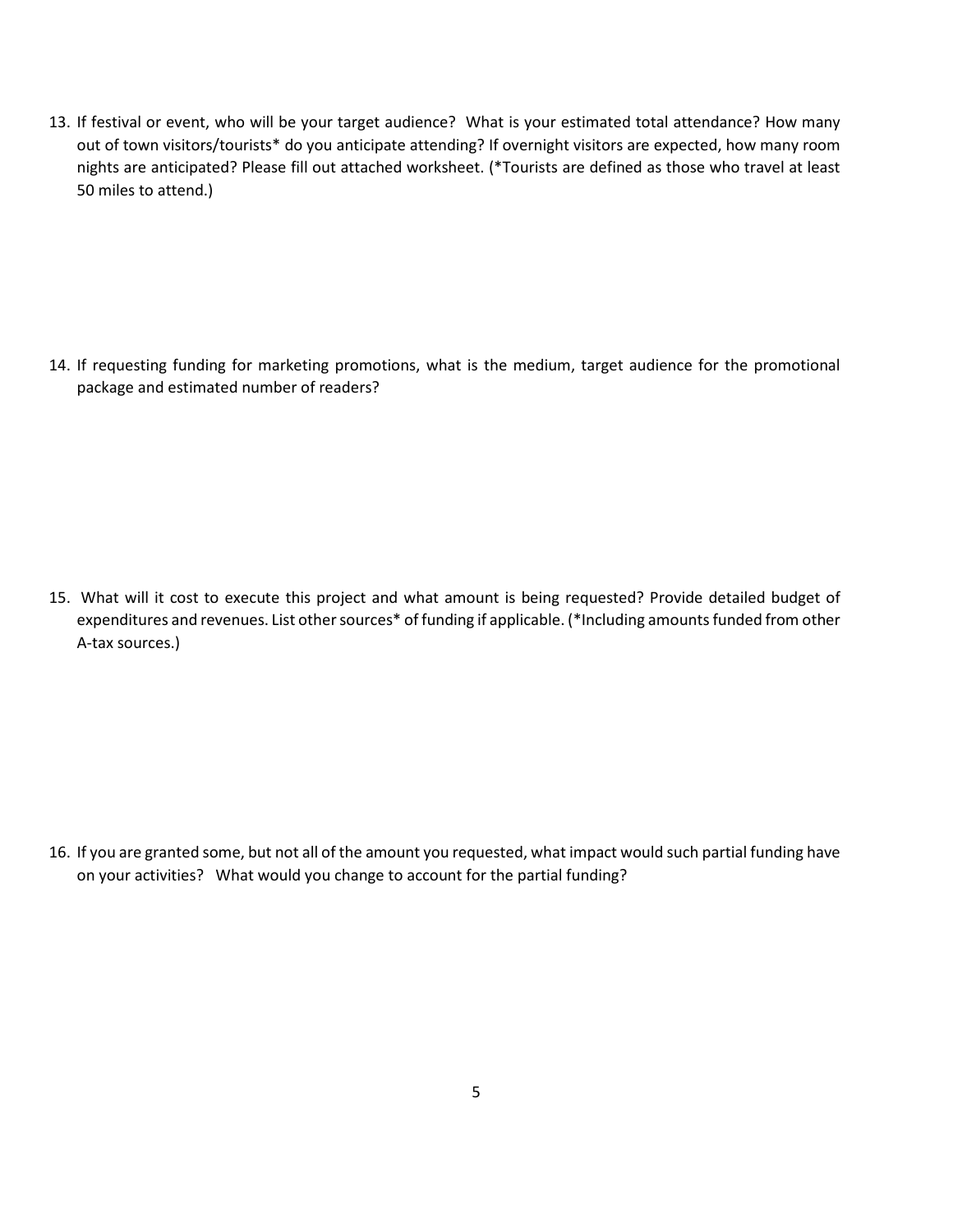13. If festival or event, who will be your target audience? What is your estimated total attendance? How many out of town visitors/tourists* do you anticipate attending? If overnight visitors are expected, how many room nights are anticipated? Please fill out attached worksheet. (*Tourists are defined as those who travel at least 50 miles to attend.)

14. If requesting funding for marketing promotions, what is the medium, target audience for the promotional package and estimated number of readers?

15. What will it cost to execute this project and what amount is being requested? Provide detailed budget of expenditures and revenues. List other sources* of funding if applicable. (*Including amounts funded from other A-tax sources.)

16. If you are granted some, but not all of the amount you requested, what impact would such partial funding have on your activities? What would you change to account for the partial funding?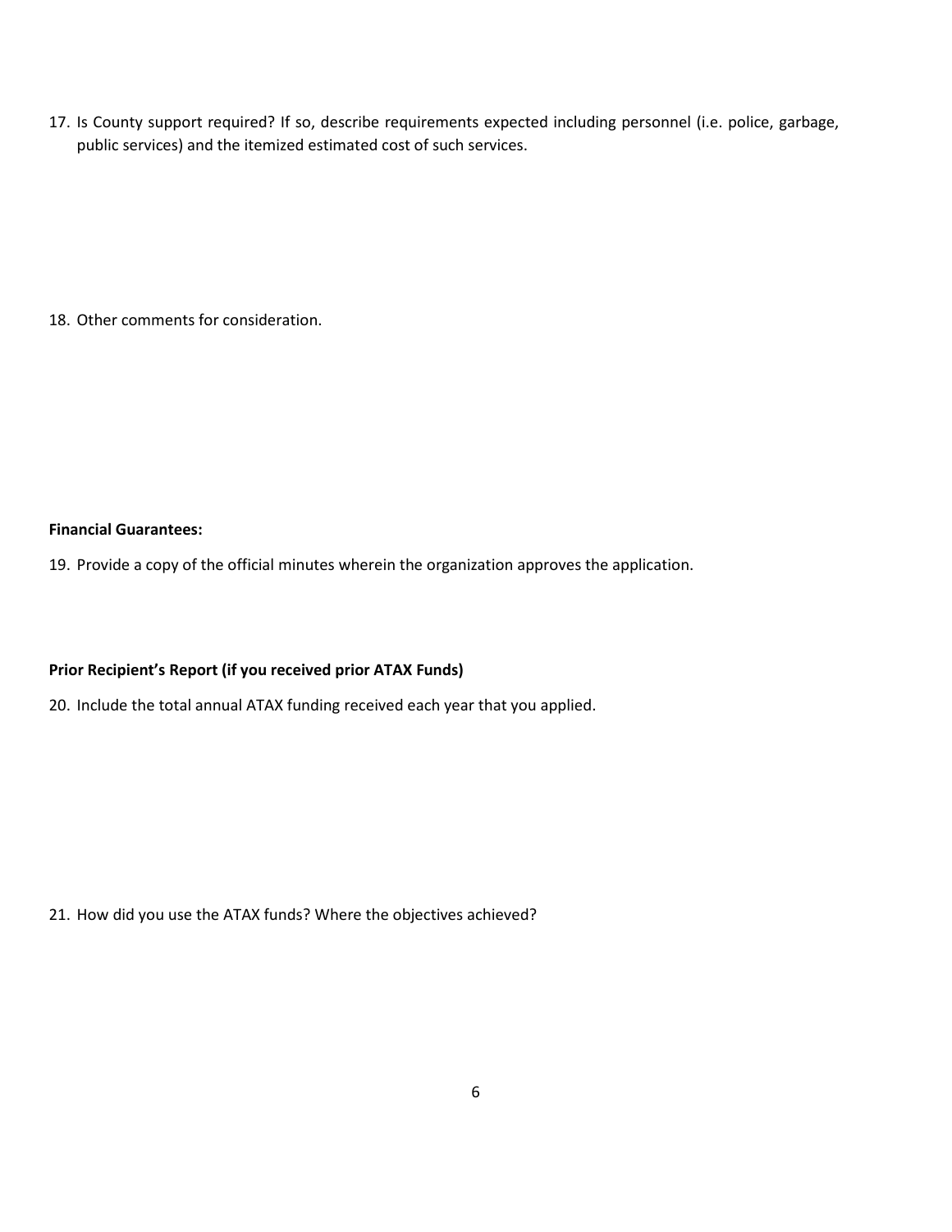17. Is County support required? If so, describe requirements expected including personnel (i.e. police, garbage, public services) and the itemized estimated cost of such services.

18. Other comments for consideration.

**Financial Guarantees:**

19. Provide a copy of the official minutes wherein the organization approves the application.

**Prior Recipient's Report (if you received prior ATAX Funds)**

20. Include the total annual ATAX funding received each year that you applied.

21. How did you use the ATAX funds? Where the objectives achieved?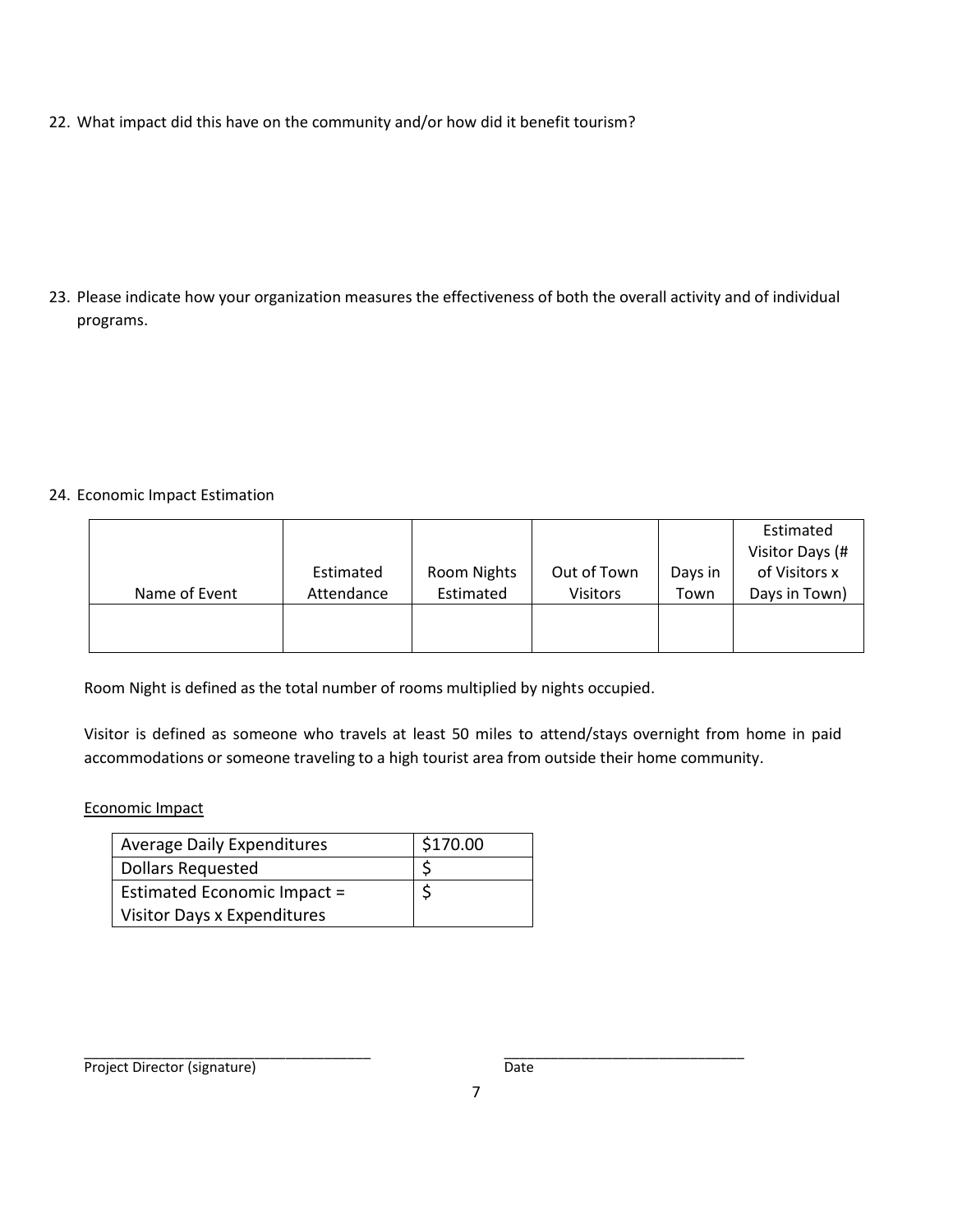22. What impact did this have on the community and/or how did it benefit tourism?

23. Please indicate how your organization measures the effectiveness of both the overall activity and of individual programs.

24. Economic Impact Estimation

| Name of Event | Estimated Attendance | Room Nights Estimated | Out of Town Visitors | Days in Town | Estimated Visitor Days (# of Visitors x Days in Town) |
|---|---|---|---|---|---|
| | | | | | |

Room Night is defined as the total number of rooms multiplied by nights occupied.

Visitor is defined as someone who travels at least 50 miles to attend/stays overnight from home in paid accommodations or someone traveling to a high tourist area from outside their home community.

<u>Economic Impact</u>

| | |
|---|---|
| Average Daily Expenditures | $170.00 |
| Dollars Requested | $ |
| Estimated Economic Impact = Visitor Days x Expenditures | $ |

_____________________________________ Project Director (signature)

_______________________________ Date